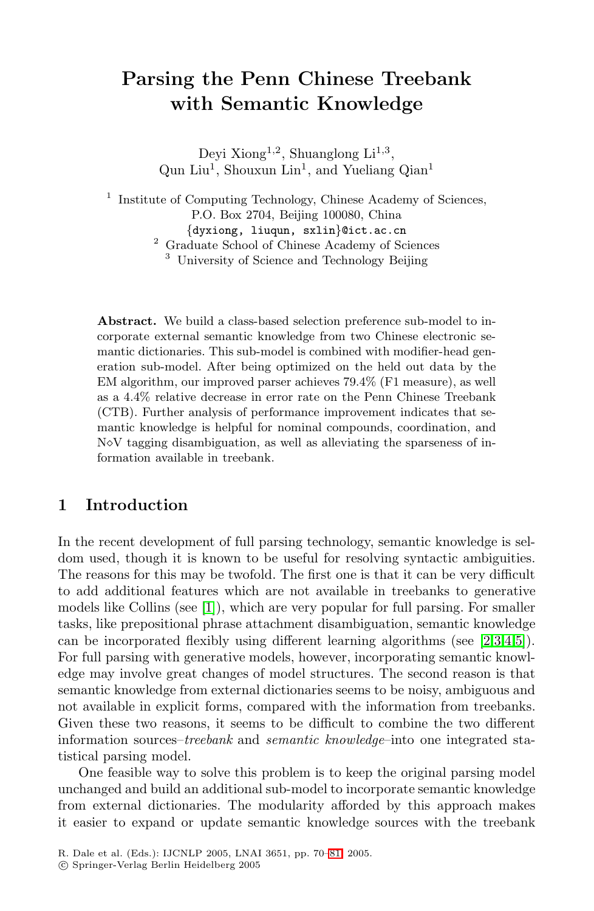# Parsing the Penn Chinese Treebank with Semantic Knowledge

Deyi Xiong[1,2], Shuanglong Li[1,3], Qun Liu[1], Shouxun Lin[1], and Yueliang Qian[1]

[1] Institute of Computing Technology, Chinese Academy of Sciences, P.O. Box 2704, Beijing 100080, China
{dyxiong, liuqun, sxlin}@ict.ac.cn

[2] Graduate School of Chinese Academy of Sciences

[3] University of Science and Technology Beijing

**Abstract.** We build a class-based selection preference sub-model to incorporate external semantic knowledge from two Chinese electronic semantic dictionaries. This sub-model is combined with modifier-head generation sub-model. After being optimized on the held out data by the EM algorithm, our improved parser achieves 79.4% (F1 measure), as well as a 4.4% relative decrease in error rate on the Penn Chinese Treebank (CTB). Further analysis of performance improvement indicates that semantic knowledge is helpful for nominal compounds, coordination, and N◇V tagging disambiguation, as well as alleviating the sparseness of information available in treebank.

## 1 Introduction

In the recent development of full parsing technology, semantic knowledge is seldom used, though it is known to be useful for resolving syntactic ambiguities. The reasons for this may be twofold. The first one is that it can be very difficult to add additional features which are not available in treebanks to generative models like Collins (see [1]), which are very popular for full parsing. For smaller tasks, like prepositional phrase attachment disambiguation, semantic knowledge can be incorporated flexibly using different learning algorithms (see [2,3,4,5]). For full parsing with generative models, however, incorporating semantic knowledge may involve great changes of model structures. The second reason is that semantic knowledge from external dictionaries seems to be noisy, ambiguous and not available in explicit forms, compared with the information from treebanks. Given these two reasons, it seems to be difficult to combine the two different information sources–*treebank* and *semantic knowledge*–into one integrated statistical parsing model.

One feasible way to solve this problem is to keep the original parsing model unchanged and build an additional sub-model to incorporate semantic knowledge from external dictionaries. The modularity afforded by this approach makes it easier to expand or update semantic knowledge sources with the treebank

R. Dale et al. (Eds.): IJCNLP 2005, LNAI 3651, pp. 70–81, 2005.
© Springer-Verlag Berlin Heidelberg 2005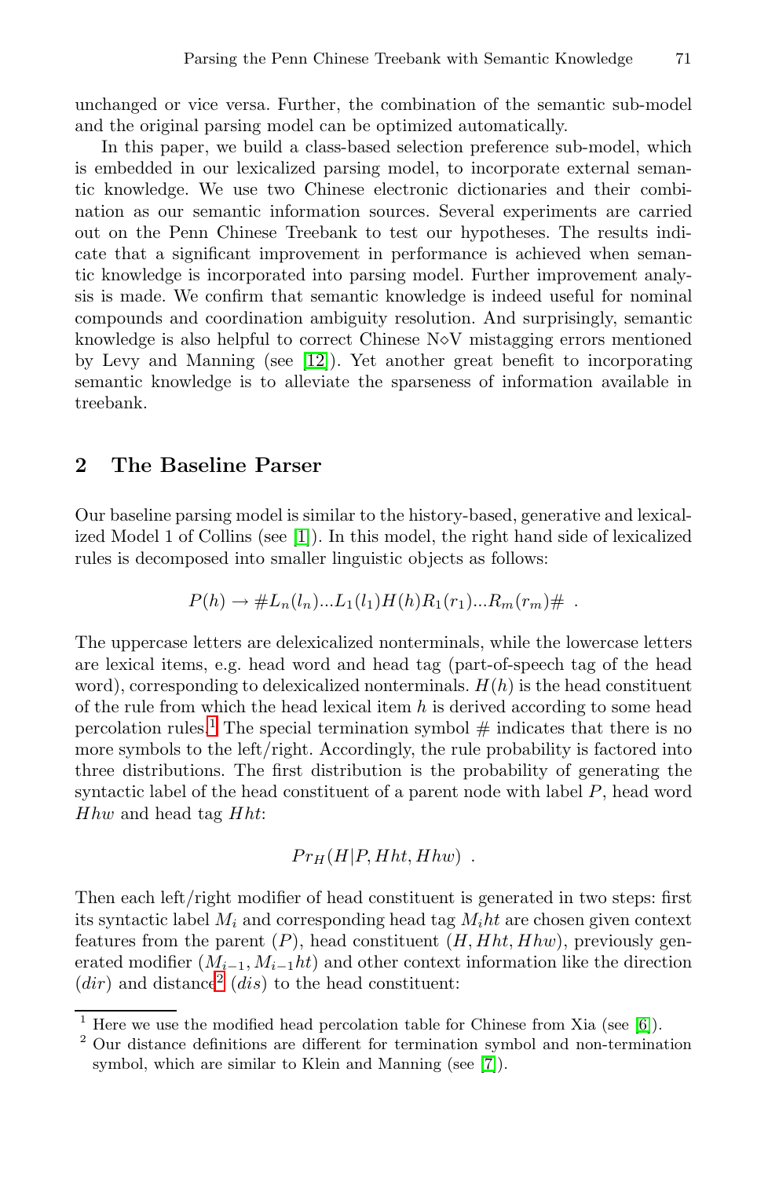unchanged or vice versa. Further, the combination of the semantic sub-model and the original parsing model can be optimized automatically.

In this paper, we build a class-based selection preference sub-model, which is embedded in our lexicalized parsing model, to incorporate external semantic knowledge. We use two Chinese electronic dictionaries and their combination as our semantic information sources. Several experiments are carried out on the Penn Chinese Treebank to test our hypotheses. The results indicate that a significant improvement in performance is achieved when semantic knowledge is incorporated into parsing model. Further improvement analysis is made. We confirm that semantic knowledge is indeed useful for nominal compounds and coordination ambiguity resolution. And surprisingly, semantic knowledge is also helpful to correct Chinese N⋄V mistagging errors mentioned by Levy and Manning (see [12]). Yet another great benefit to incorporating semantic knowledge is to alleviate the sparseness of information available in treebank.

## 2 The Baseline Parser

Our baseline parsing model is similar to the history-based, generative and lexicalized Model 1 of Collins (see [1]). In this model, the right hand side of lexicalized rules is decomposed into smaller linguistic objects as follows:

$$P(h) \rightarrow \#L_n(l_n)...L_1(l_1)H(h)R_1(r_1)...R_m(r_m)\# \ .$$

The uppercase letters are delexicalized nonterminals, while the lowercase letters are lexical items, e.g. head word and head tag (part-of-speech tag of the head word), corresponding to delexicalized nonterminals. $H(h)$ is the head constituent of the rule from which the head lexical item $h$ is derived according to some head percolation rules.[1] The special termination symbol # indicates that there is no more symbols to the left/right. Accordingly, the rule probability is factored into three distributions. The first distribution is the probability of generating the syntactic label of the head constituent of a parent node with label $P$, head word $Hhw$ and head tag $Hht$:

$$Pr_H(H|P, Hht, Hhw) \ .$$

Then each left/right modifier of head constituent is generated in two steps: first its syntactic label $M_i$ and corresponding head tag $M_iht$ are chosen given context features from the parent ($P$), head constituent ($H, Hht, Hhw$), previously generated modifier ($M_{i-1}, M_{i-1}ht$) and other context information like the direction ($dir$) and distance[2] ($dis$) to the head constituent:

[1] Here we use the modified head percolation table for Chinese from Xia (see [6]).

[2] Our distance definitions are different for termination symbol and non-termination symbol, which are similar to Klein and Manning (see [7]).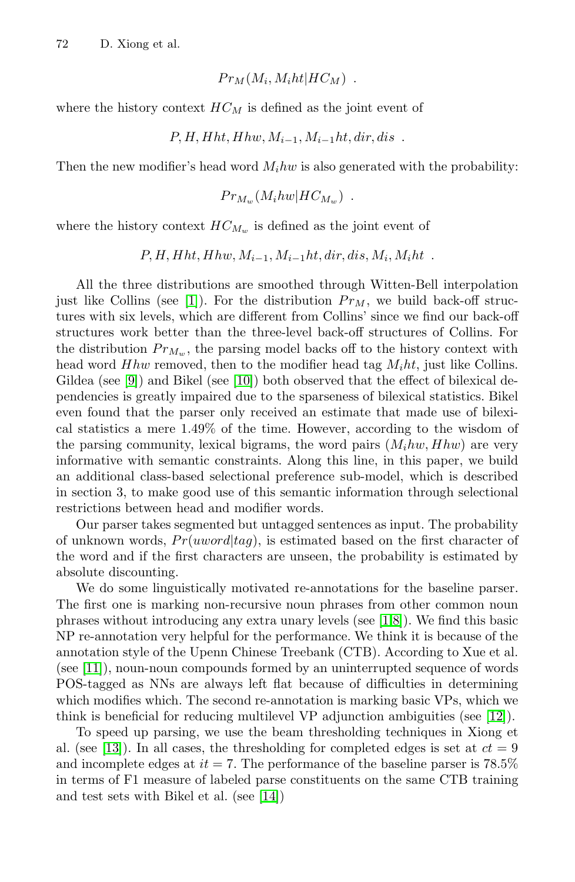$$Pr_M(M_i, M_iht|HC_M) \ .$$

where the history context $HC_M$ is defined as the joint event of

$$P, H, Hht, Hhw, M_{i-1}, M_{i-1}ht, dir, dis \ .$$

Then the new modifier's head word $M_ihw$ is also generated with the probability:

$$Pr_{M_w}(M_ihw|HC_{M_w}) \ .$$

where the history context $HC_{M_w}$ is defined as the joint event of

$$P, H, Hht, Hhw, M_{i-1}, M_{i-1}ht, dir, dis, M_i, M_iht \ .$$

All the three distributions are smoothed through Witten-Bell interpolation just like Collins (see [1]). For the distribution $Pr_M$, we build back-off structures with six levels, which are different from Collins' since we find our back-off structures work better than the three-level back-off structures of Collins. For the distribution $Pr_{M_w}$, the parsing model backs off to the history context with head word $Hhw$ removed, then to the modifier head tag $M_iht$, just like Collins. Gildea (see [9]) and Bikel (see [10]) both observed that the effect of bilexical dependencies is greatly impaired due to the sparseness of bilexical statistics. Bikel even found that the parser only received an estimate that made use of bilexical statistics a mere 1.49% of the time. However, according to the wisdom of the parsing community, lexical bigrams, the word pairs $(M_ihw, Hhw)$ are very informative with semantic constraints. Along this line, in this paper, we build an additional class-based selectional preference sub-model, which is described in section 3, to make good use of this semantic information through selectional restrictions between head and modifier words.

Our parser takes segmented but untagged sentences as input. The probability of unknown words, $Pr(uword|tag)$, is estimated based on the first character of the word and if the first characters are unseen, the probability is estimated by absolute discounting.

We do some linguistically motivated re-annotations for the baseline parser. The first one is marking non-recursive noun phrases from other common noun phrases without introducing any extra unary levels (see [1,8]). We find this basic NP re-annotation very helpful for the performance. We think it is because of the annotation style of the Upenn Chinese Treebank (CTB). According to Xue et al. (see [11]), noun-noun compounds formed by an uninterrupted sequence of words POS-tagged as NNs are always left flat because of difficulties in determining which modifies which. The second re-annotation is marking basic VPs, which we think is beneficial for reducing multilevel VP adjunction ambiguities (see [12]).

To speed up parsing, we use the beam thresholding techniques in Xiong et al. (see [13]). In all cases, the thresholding for completed edges is set at $ct = 9$ and incomplete edges at $it = 7$. The performance of the baseline parser is 78.5% in terms of F1 measure of labeled parse constituents on the same CTB training and test sets with Bikel et al. (see [14])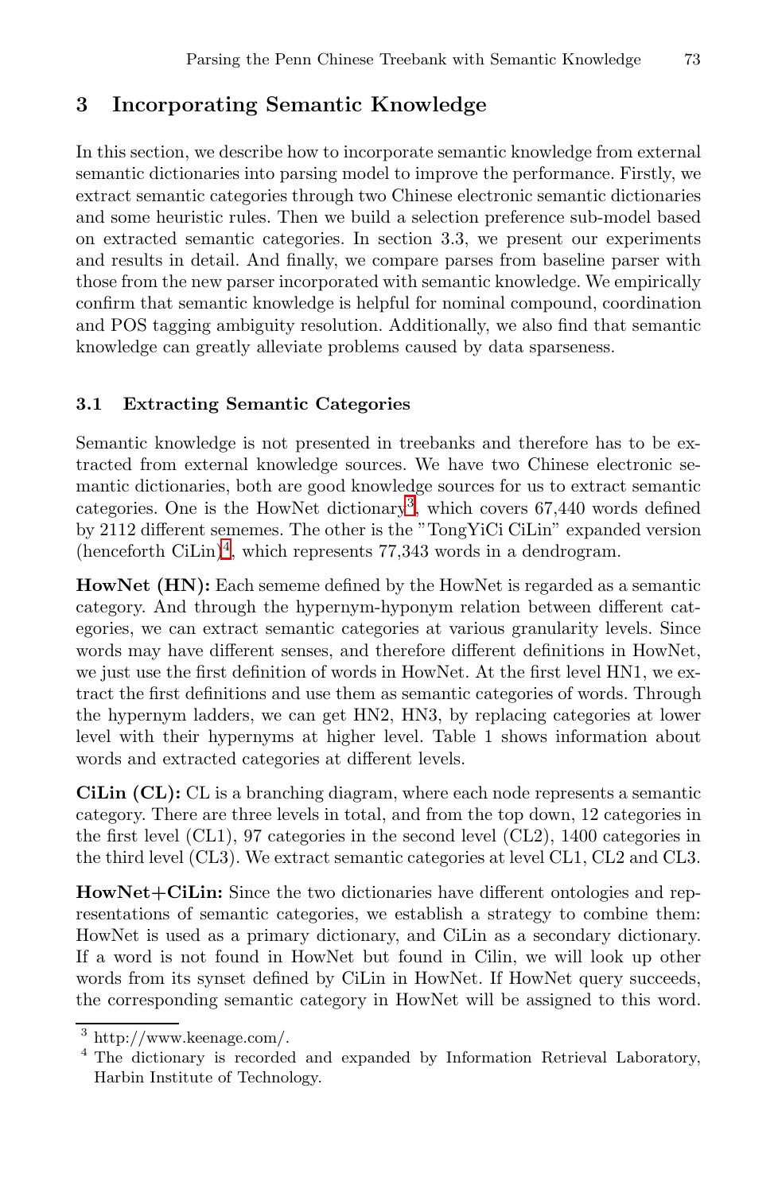## 3 Incorporating Semantic Knowledge

In this section, we describe how to incorporate semantic knowledge from external semantic dictionaries into parsing model to improve the performance. Firstly, we extract semantic categories through two Chinese electronic semantic dictionaries and some heuristic rules. Then we build a selection preference sub-model based on extracted semantic categories. In section 3.3, we present our experiments and results in detail. And finally, we compare parses from baseline parser with those from the new parser incorporated with semantic knowledge. We empirically confirm that semantic knowledge is helpful for nominal compound, coordination and POS tagging ambiguity resolution. Additionally, we also find that semantic knowledge can greatly alleviate problems caused by data sparseness.

### 3.1 Extracting Semantic Categories

Semantic knowledge is not presented in treebanks and therefore has to be extracted from external knowledge sources. We have two Chinese electronic semantic dictionaries, both are good knowledge sources for us to extract semantic categories. One is the HowNet dictionary[3], which covers 67,440 words defined by 2112 different sememes. The other is the "TongYiCi CiLin" expanded version (henceforth CiLin)[4], which represents 77,343 words in a dendrogram.

**HowNet (HN):** Each sememe defined by the HowNet is regarded as a semantic category. And through the hypernym-hyponym relation between different categories, we can extract semantic categories at various granularity levels. Since words may have different senses, and therefore different definitions in HowNet, we just use the first definition of words in HowNet. At the first level HN1, we extract the first definitions and use them as semantic categories of words. Through the hypernym ladders, we can get HN2, HN3, by replacing categories at lower level with their hypernyms at higher level. Table 1 shows information about words and extracted categories at different levels.

**CiLin (CL):** CL is a branching diagram, where each node represents a semantic category. There are three levels in total, and from the top down, 12 categories in the first level (CL1), 97 categories in the second level (CL2), 1400 categories in the third level (CL3). We extract semantic categories at level CL1, CL2 and CL3.

**HowNet+CiLin:** Since the two dictionaries have different ontologies and representations of semantic categories, we establish a strategy to combine them: HowNet is used as a primary dictionary, and CiLin as a secondary dictionary. If a word is not found in HowNet but found in Cilin, we will look up other words from its synset defined by CiLin in HowNet. If HowNet query succeeds, the corresponding semantic category in HowNet will be assigned to this word.

---

[3] http://www.keenage.com/.

[4] The dictionary is recorded and expanded by Information Retrieval Laboratory, Harbin Institute of Technology.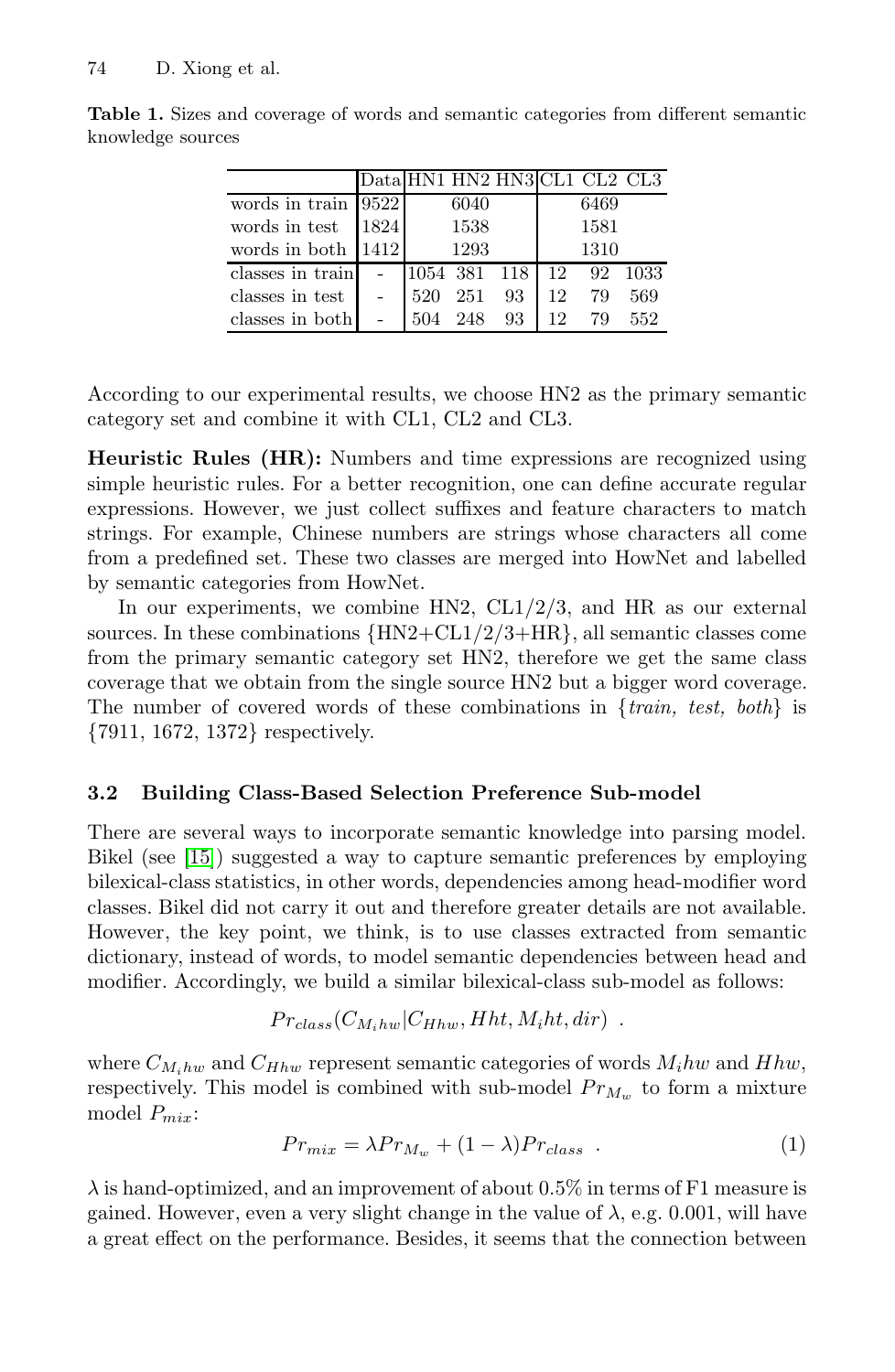**Table 1.** Sizes and coverage of words and semantic categories from different semantic knowledge sources

| | Data | HN1 | HN2 | HN3 | CL1 | CL2 | CL3 |
|---|---|---|---|---|---|---|---|
| words in train | 9522 | | 6040 | | | 6469 | |
| words in test | 1824 | | 1538 | | | 1581 | |
| words in both | 1412 | | 1293 | | | 1310 | |
| classes in train | - | 1054 | 381 | 118 | 12 | 92 | 1033 |
| classes in test | - | 520 | 251 | 93 | 12 | 79 | 569 |
| classes in both | - | 504 | 248 | 93 | 12 | 79 | 552 |

According to our experimental results, we choose HN2 as the primary semantic category set and combine it with CL1, CL2 and CL3.

**Heuristic Rules (HR):** Numbers and time expressions are recognized using simple heuristic rules. For a better recognition, one can define accurate regular expressions. However, we just collect suffixes and feature characters to match strings. For example, Chinese numbers are strings whose characters all come from a predefined set. These two classes are merged into HowNet and labelled by semantic categories from HowNet.

In our experiments, we combine HN2, CL1/2/3, and HR as our external sources. In these combinations {HN2+CL1/2/3+HR}, all semantic classes come from the primary semantic category set HN2, therefore we get the same class coverage that we obtain from the single source HN2 but a bigger word coverage. The number of covered words of these combinations in {*train, test, both*} is {7911, 1672, 1372} respectively.

### 3.2 Building Class-Based Selection Preference Sub-model

There are several ways to incorporate semantic knowledge into parsing model. Bikel (see [15]) suggested a way to capture semantic preferences by employing bilexical-class statistics, in other words, dependencies among head-modifier word classes. Bikel did not carry it out and therefore greater details are not available. However, the key point, we think, is to use classes extracted from semantic dictionary, instead of words, to model semantic dependencies between head and modifier. Accordingly, we build a similar bilexical-class sub-model as follows:

$$Pr_{class}(C_{M_ihw}|C_{Hhw}, Hht, M_iht, dir) \ .$$

where $C_{M_ihw}$ and $C_{Hhw}$ represent semantic categories of words $M_ihw$ and $Hhw$, respectively. This model is combined with sub-model $Pr_{M_w}$ to form a mixture model $P_{mix}$:

$$Pr_{mix} = \lambda Pr_{M_w} + (1-\lambda)Pr_{class} \ . \tag{1}$$

$\lambda$ is hand-optimized, and an improvement of about 0.5% in terms of F1 measure is gained. However, even a very slight change in the value of $\lambda$, e.g. 0.001, will have a great effect on the performance. Besides, it seems that the connection between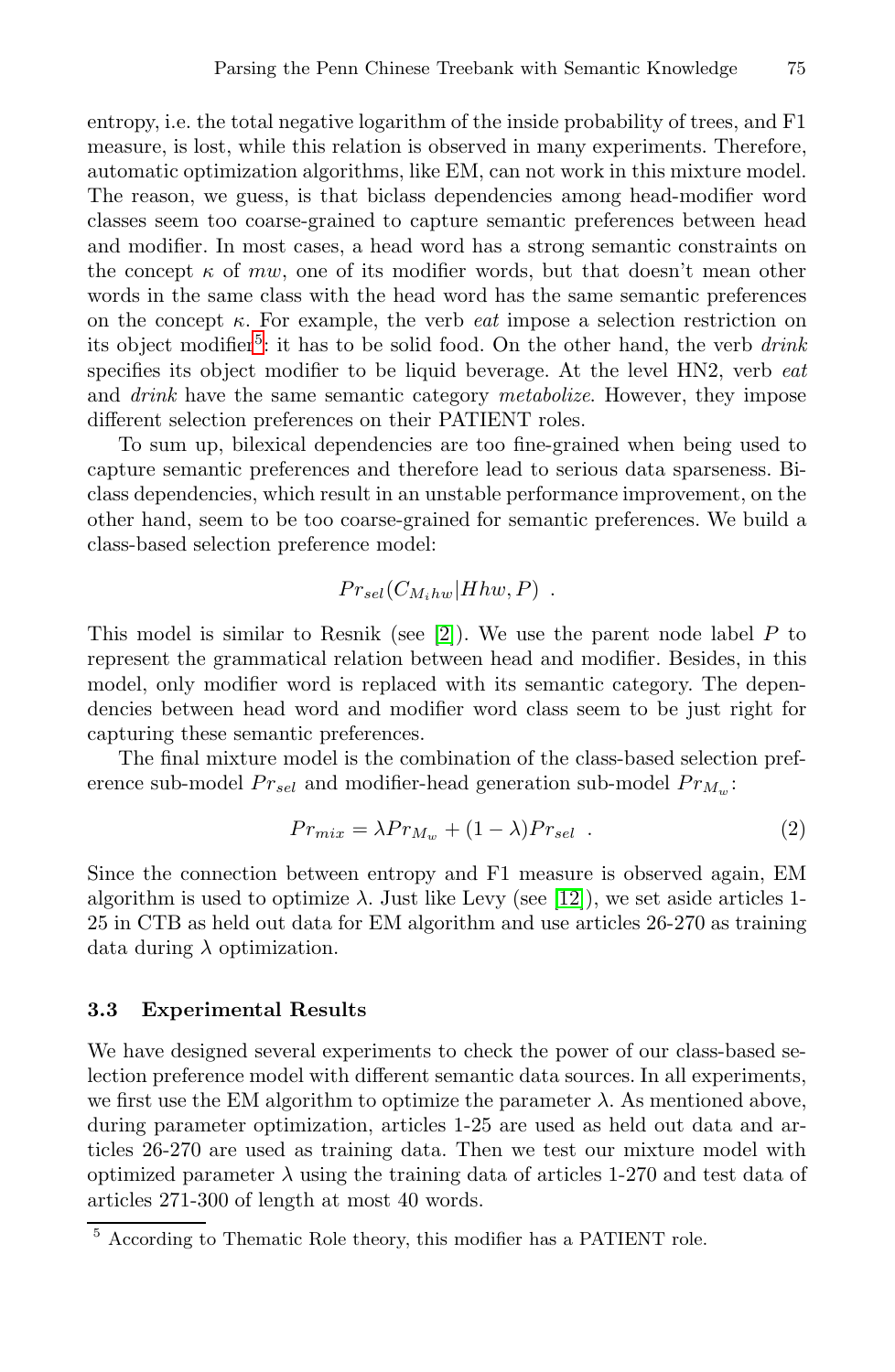entropy, i.e. the total negative logarithm of the inside probability of trees, and F1 measure, is lost, while this relation is observed in many experiments. Therefore, automatic optimization algorithms, like EM, can not work in this mixture model. The reason, we guess, is that biclass dependencies among head-modifier word classes seem too coarse-grained to capture semantic preferences between head and modifier. In most cases, a head word has a strong semantic constraints on the concept $\kappa$ of $mw$, one of its modifier words, but that doesn't mean other words in the same class with the head word has the same semantic preferences on the concept $\kappa$. For example, the verb *eat* impose a selection restriction on its object modifier[5]: it has to be solid food. On the other hand, the verb *drink* specifies its object modifier to be liquid beverage. At the level HN2, verb *eat* and *drink* have the same semantic category *metabolize*. However, they impose different selection preferences on their PATIENT roles.

To sum up, bilexical dependencies are too fine-grained when being used to capture semantic preferences and therefore lead to serious data sparseness. Biclass dependencies, which result in an unstable performance improvement, on the other hand, seem to be too coarse-grained for semantic preferences. We build a class-based selection preference model:

$$Pr_{sel}(C_{M_i hw}|Hhw, P) \ .$$

This model is similar to Resnik (see [2]). We use the parent node label $P$ to represent the grammatical relation between head and modifier. Besides, in this model, only modifier word is replaced with its semantic category. The dependencies between head word and modifier word class seem to be just right for capturing these semantic preferences.

The final mixture model is the combination of the class-based selection preference sub-model $Pr_{sel}$ and modifier-head generation sub-model $Pr_{M_w}$:

$$Pr_{mix} = \lambda Pr_{M_w} + (1 - \lambda) Pr_{sel} \ . \tag{2}$$

Since the connection between entropy and F1 measure is observed again, EM algorithm is used to optimize $\lambda$. Just like Levy (see [12]), we set aside articles 1-25 in CTB as held out data for EM algorithm and use articles 26-270 as training data during $\lambda$ optimization.

### 3.3 Experimental Results

We have designed several experiments to check the power of our class-based selection preference model with different semantic data sources. In all experiments, we first use the EM algorithm to optimize the parameter $\lambda$. As mentioned above, during parameter optimization, articles 1-25 are used as held out data and articles 26-270 are used as training data. Then we test our mixture model with optimized parameter $\lambda$ using the training data of articles 1-270 and test data of articles 271-300 of length at most 40 words.

---

[5] According to Thematic Role theory, this modifier has a PATIENT role.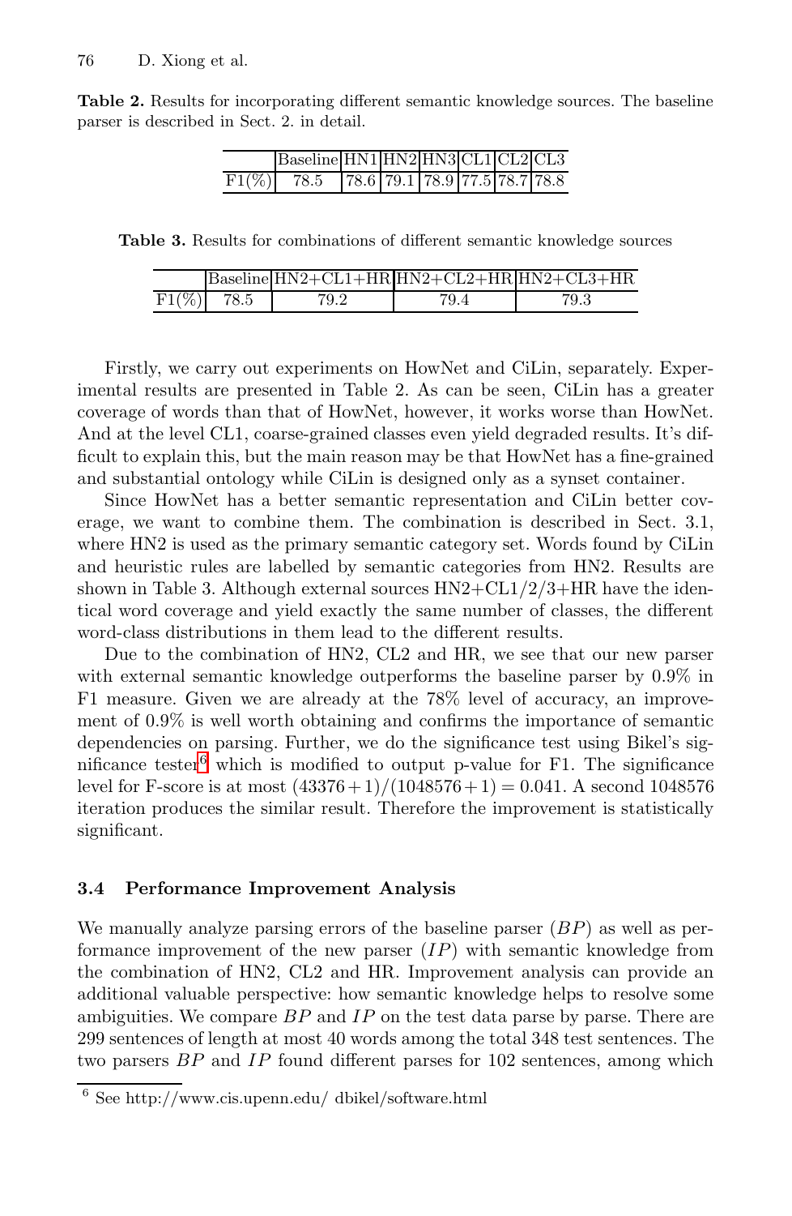**Table 2.** Results for incorporating different semantic knowledge sources. The baseline parser is described in Sect. 2. in detail.

| | Baseline | HN1 | HN2 | HN3 | CL1 | CL2 | CL3 |
|---|---|---|---|---|---|---|---|
| F1(%) | 78.5 | 78.6 | 79.1 | 78.9 | 77.5 | 78.7 | 78.8 |

**Table 3.** Results for combinations of different semantic knowledge sources

| | Baseline | HN2+CL1+HR | HN2+CL2+HR | HN2+CL3+HR |
|---|---|---|---|---|
| F1(%) | 78.5 | 79.2 | 79.4 | 79.3 |

Firstly, we carry out experiments on HowNet and CiLin, separately. Experimental results are presented in Table 2. As can be seen, CiLin has a greater coverage of words than that of HowNet, however, it works worse than HowNet. And at the level CL1, coarse-grained classes even yield degraded results. It's difficult to explain this, but the main reason may be that HowNet has a fine-grained and substantial ontology while CiLin is designed only as a synset container.

Since HowNet has a better semantic representation and CiLin better coverage, we want to combine them. The combination is described in Sect. 3.1, where HN2 is used as the primary semantic category set. Words found by CiLin and heuristic rules are labelled by semantic categories from HN2. Results are shown in Table 3. Although external sources HN2+CL1/2/3+HR have the identical word coverage and yield exactly the same number of classes, the different word-class distributions in them lead to the different results.

Due to the combination of HN2, CL2 and HR, we see that our new parser with external semantic knowledge outperforms the baseline parser by 0.9% in F1 measure. Given we are already at the 78% level of accuracy, an improvement of 0.9% is well worth obtaining and confirms the importance of semantic dependencies on parsing. Further, we do the significance test using Bikel's significance tester[6] which is modified to output p-value for F1. The significance level for F-score is at most $(43376+1)/(1048576+1) = 0.041$. A second 1048576 iteration produces the similar result. Therefore the improvement is statistically significant.

### 3.4 Performance Improvement Analysis

We manually analyze parsing errors of the baseline parser ($BP$) as well as performance improvement of the new parser ($IP$) with semantic knowledge from the combination of HN2, CL2 and HR. Improvement analysis can provide an additional valuable perspective: how semantic knowledge helps to resolve some ambiguities. We compare $BP$ and $IP$ on the test data parse by parse. There are 299 sentences of length at most 40 words among the total 348 test sentences. The two parsers $BP$ and $IP$ found different parses for 102 sentences, among which

[6] See http://www.cis.upenn.edu/ dbikel/software.html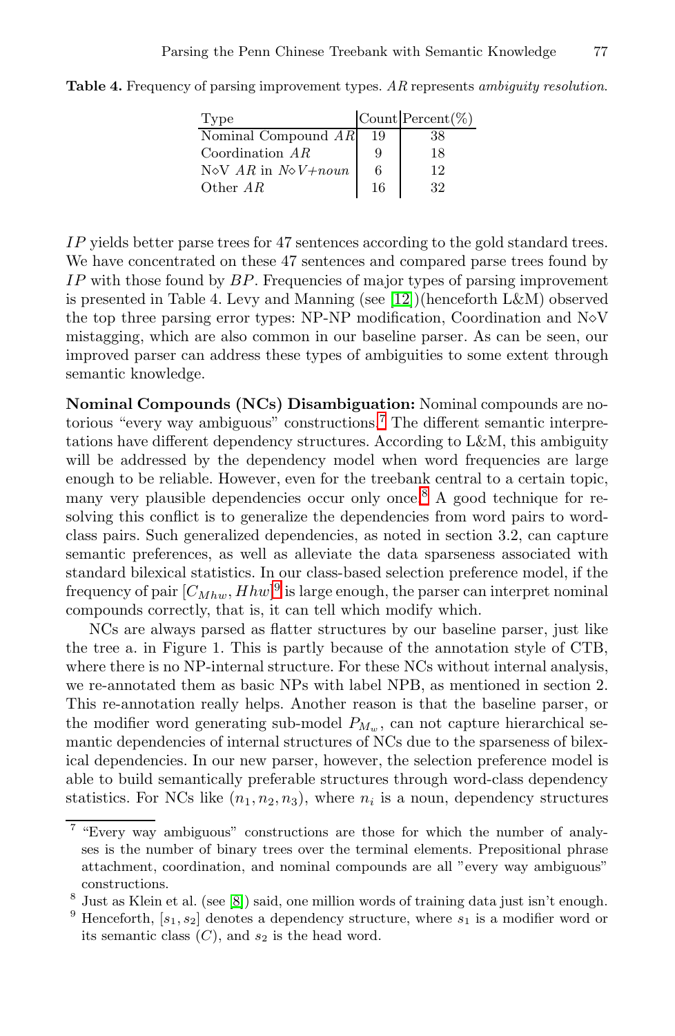**Table 4.** Frequency of parsing improvement types. *AR* represents *ambiguity resolution*.

| Type | Count | Percent(%) |
|---|---|---|
| Nominal Compound *AR* | 19 | 38 |
| Coordination *AR* | 9 | 18 |
| N⋄V *AR* in *N⋄V+noun* | 6 | 12 |
| Other *AR* | 16 | 32 |

*IP* yields better parse trees for 47 sentences according to the gold standard trees. We have concentrated on these 47 sentences and compared parse trees found by *IP* with those found by *BP*. Frequencies of major types of parsing improvement is presented in Table 4. Levy and Manning (see [12])(henceforth L&M) observed the top three parsing error types: NP-NP modification, Coordination and N⋄V mistagging, which are also common in our baseline parser. As can be seen, our improved parser can address these types of ambiguities to some extent through semantic knowledge.

**Nominal Compounds (NCs) Disambiguation:** Nominal compounds are notorious "every way ambiguous" constructions.[7] The different semantic interpretations have different dependency structures. According to L&M, this ambiguity will be addressed by the dependency model when word frequencies are large enough to be reliable. However, even for the treebank central to a certain topic, many very plausible dependencies occur only once.[8] A good technique for resolving this conflict is to generalize the dependencies from word pairs to word-class pairs. Such generalized dependencies, as noted in section 3.2, can capture semantic preferences, as well as alleviate the data sparseness associated with standard bilexical statistics. In our class-based selection preference model, if the frequency of pair $[C_{Mhw}, Hhw]$[9] is large enough, the parser can interpret nominal compounds correctly, that is, it can tell which modify which.

NCs are always parsed as flatter structures by our baseline parser, just like the tree a. in Figure 1. This is partly because of the annotation style of CTB, where there is no NP-internal structure. For these NCs without internal analysis, we re-annotated them as basic NPs with label NPB, as mentioned in section 2. This re-annotation really helps. Another reason is that the baseline parser, or the modifier word generating sub-model $P_{M_w}$, can not capture hierarchical semantic dependencies of internal structures of NCs due to the sparseness of bilexical dependencies. In our new parser, however, the selection preference model is able to build semantically preferable structures through word-class dependency statistics. For NCs like $(n_1, n_2, n_3)$, where $n_i$ is a noun, dependency structures

[7] "Every way ambiguous" constructions are those for which the number of analyses is the number of binary trees over the terminal elements. Prepositional phrase attachment, coordination, and nominal compounds are all "every way ambiguous" constructions.

[8] Just as Klein et al. (see [8]) said, one million words of training data just isn't enough.

[9] Henceforth, $[s_1, s_2]$ denotes a dependency structure, where $s_1$ is a modifier word or its semantic class ($C$), and $s_2$ is the head word.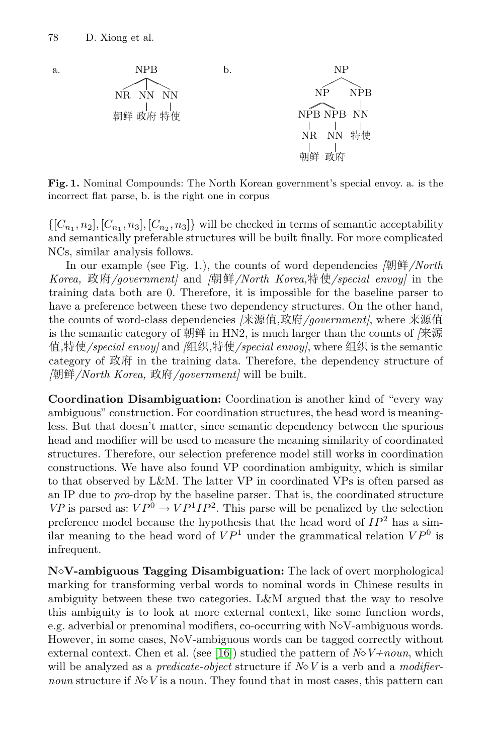a. NPB → NR NN NN → 朝鲜 政府 特使

b. NP → [NP → [NPB → NR → 朝鲜] [NPB → NN → 政府]] [NPB → NN → 特使]

**Fig. 1.** Nominal Compounds: The North Korean government's special envoy. a. is the incorrect flat parse, b. is the right one in corpus

$\{[C_{n_1}, n_2], [C_{n_1}, n_3], [C_{n_2}, n_3]\}$ will be checked in terms of semantic acceptability and semantically preferable structures will be built finally. For more complicated NCs, similar analysis follows.

In our example (see Fig. 1.), the counts of word dependencies *[朝鲜/North Korea, 政府/government]* and *[朝鲜/North Korea,特使/special envoy]* in the training data both are 0. Therefore, it is impossible for the baseline parser to have a preference between these two dependency structures. On the other hand, the counts of word-class dependencies *[来源值,政府/government]*, where 来源值 is the semantic category of 朝鲜 in HN2, is much larger than the counts of *[来源值,特使/special envoy]* and *[组织,特使/special envoy]*, where 组织 is the semantic category of 政府 in the training data. Therefore, the dependency structure of *[朝鲜/North Korea, 政府/government]* will be built.

**Coordination Disambiguation:** Coordination is another kind of "every way ambiguous" construction. For coordination structures, the head word is meaningless. But that doesn't matter, since semantic dependency between the spurious head and modifier will be used to measure the meaning similarity of coordinated structures. Therefore, our selection preference model still works in coordination constructions. We have also found VP coordination ambiguity, which is similar to that observed by L&M. The latter VP in coordinated VPs is often parsed as an IP due to *pro*-drop by the baseline parser. That is, the coordinated structure $VP$ is parsed as: $VP^0 \rightarrow VP^1 IP^2$. This parse will be penalized by the selection preference model because the hypothesis that the head word of $IP^2$ has a similar meaning to the head word of $VP^1$ under the grammatical relation $VP^0$ is infrequent.

**N◇V-ambiguous Tagging Disambiguation:** The lack of overt morphological marking for transforming verbal words to nominal words in Chinese results in ambiguity between these two categories. L&M argued that the way to resolve this ambiguity is to look at more external context, like some function words, e.g. adverbial or prenominal modifiers, co-occurring with N◇V-ambiguous words. However, in some cases, N◇V-ambiguous words can be tagged correctly without external context. Chen et al. (see [16]) studied the pattern of *N◇V+noun*, which will be analyzed as a *predicate-object* structure if *N◇V* is a verb and a *modifier-noun* structure if *N◇V* is a noun. They found that in most cases, this pattern can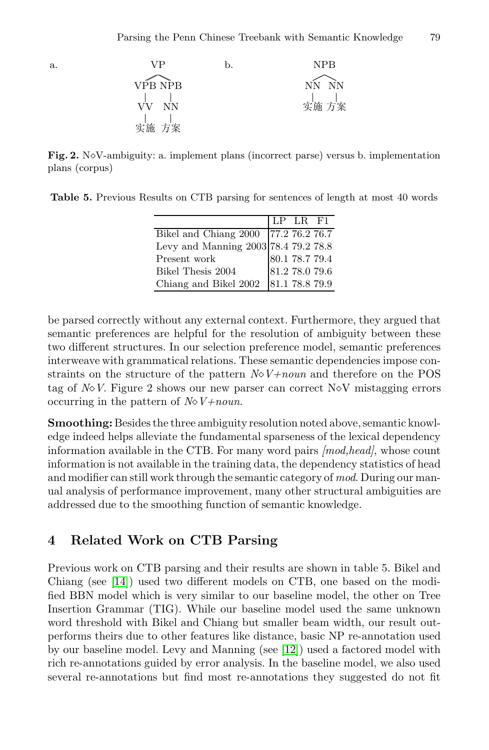a. 

```
        VP
   ┌────┴────┐
  VPB       NPB
   |         |
  VV        NN
   |         |
  实施      方案
```

b. 

```
      NPB
   ┌───┴───┐
  NN      NN
   |       |
  实施    方案
```

**Fig. 2.** N◇V-ambiguity: a. implement plans (incorrect parse) versus b. implementation plans (corpus)

**Table 5.** Previous Results on CTB parsing for sentences of length at most 40 words

| | LP | LR | F1 |
|---|---|---|---|
| Bikel and Chiang 2000 | 77.2 | 76.2 | 76.7 |
| Levy and Manning 2003 | 78.4 | 79.2 | 78.8 |
| Present work | 80.1 | 78.7 | 79.4 |
| Bikel Thesis 2004 | 81.2 | 78.0 | 79.6 |
| Chiang and Bikel 2002 | 81.1 | 78.8 | 79.9 |

be parsed correctly without any external context. Furthermore, they argued that semantic preferences are helpful for the resolution of ambiguity between these two different structures. In our selection preference model, semantic preferences interweave with grammatical relations. These semantic dependencies impose constraints on the structure of the pattern *N◇V+noun* and therefore on the POS tag of *N◇V*. Figure 2 shows our new parser can correct N◇V mistagging errors occurring in the pattern of *N◇V+noun*.

**Smoothing:** Besides the three ambiguity resolution noted above, semantic knowledge indeed helps alleviate the fundamental sparseness of the lexical dependency information available in the CTB. For many word pairs *[mod,head]*, whose count information is not available in the training data, the dependency statistics of head and modifier can still work through the semantic category of *mod*. During our manual analysis of performance improvement, many other structural ambiguities are addressed due to the smoothing function of semantic knowledge.

## 4 Related Work on CTB Parsing

Previous work on CTB parsing and their results are shown in table 5. Bikel and Chiang (see [14]) used two different models on CTB, one based on the modified BBN model which is very similar to our baseline model, the other on Tree Insertion Grammar (TIG). While our baseline model used the same unknown word threshold with Bikel and Chiang but smaller beam width, our result outperforms theirs due to other features like distance, basic NP re-annotation used by our baseline model. Levy and Manning (see [12]) used a factored model with rich re-annotations guided by error analysis. In the baseline model, we also used several re-annotations but find most re-annotations they suggested do not fit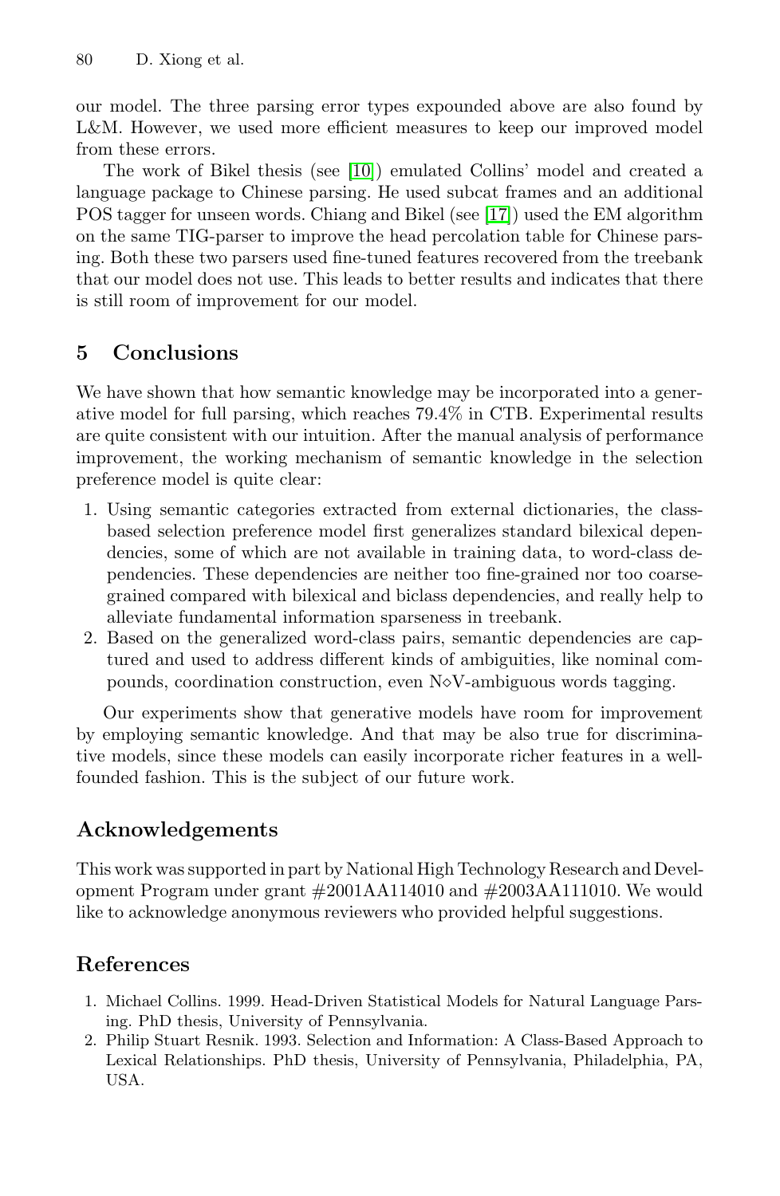our model. The three parsing error types expounded above are also found by L&M. However, we used more efficient measures to keep our improved model from these errors.

The work of Bikel thesis (see [10]) emulated Collins' model and created a language package to Chinese parsing. He used subcat frames and an additional POS tagger for unseen words. Chiang and Bikel (see [17]) used the EM algorithm on the same TIG-parser to improve the head percolation table for Chinese parsing. Both these two parsers used fine-tuned features recovered from the treebank that our model does not use. This leads to better results and indicates that there is still room of improvement for our model.

## 5 Conclusions

We have shown that how semantic knowledge may be incorporated into a generative model for full parsing, which reaches 79.4% in CTB. Experimental results are quite consistent with our intuition. After the manual analysis of performance improvement, the working mechanism of semantic knowledge in the selection preference model is quite clear:

1. Using semantic categories extracted from external dictionaries, the class-based selection preference model first generalizes standard bilexical dependencies, some of which are not available in training data, to word-class dependencies. These dependencies are neither too fine-grained nor too coarse-grained compared with bilexical and biclass dependencies, and really help to alleviate fundamental information sparseness in treebank.
2. Based on the generalized word-class pairs, semantic dependencies are captured and used to address different kinds of ambiguities, like nominal compounds, coordination construction, even N⋄V-ambiguous words tagging.

Our experiments show that generative models have room for improvement by employing semantic knowledge. And that may be also true for discriminative models, since these models can easily incorporate richer features in a well-founded fashion. This is the subject of our future work.

## Acknowledgements

This work was supported in part by National High Technology Research and Development Program under grant #2001AA114010 and #2003AA111010. We would like to acknowledge anonymous reviewers who provided helpful suggestions.

## References

1. Michael Collins. 1999. Head-Driven Statistical Models for Natural Language Parsing. PhD thesis, University of Pennsylvania.
2. Philip Stuart Resnik. 1993. Selection and Information: A Class-Based Approach to Lexical Relationships. PhD thesis, University of Pennsylvania, Philadelphia, PA, USA.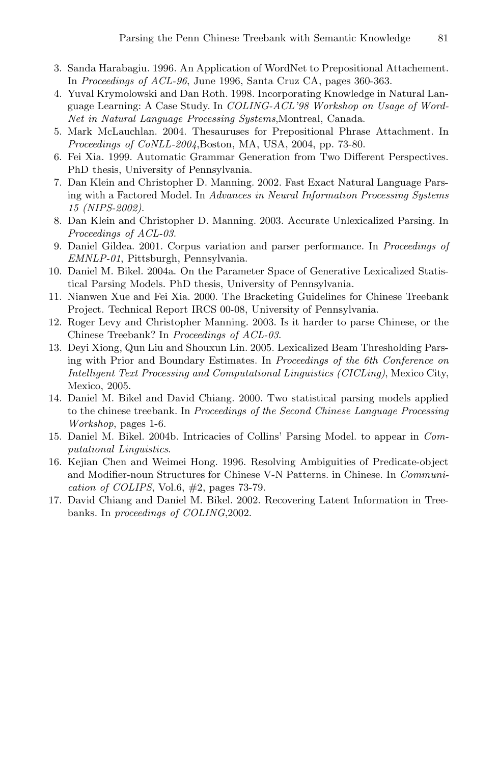3. Sanda Harabagiu. 1996. An Application of WordNet to Prepositional Attachement. In *Proceedings of ACL-96*, June 1996, Santa Cruz CA, pages 360-363.
4. Yuval Krymolowski and Dan Roth. 1998. Incorporating Knowledge in Natural Language Learning: A Case Study. In *COLING-ACL'98 Workshop on Usage of WordNet in Natural Language Processing Systems*,Montreal, Canada.
5. Mark McLauchlan. 2004. Thesauruses for Prepositional Phrase Attachment. In *Proceedings of CoNLL-2004*,Boston, MA, USA, 2004, pp. 73-80.
6. Fei Xia. 1999. Automatic Grammar Generation from Two Different Perspectives. PhD thesis, University of Pennsylvania.
7. Dan Klein and Christopher D. Manning. 2002. Fast Exact Natural Language Parsing with a Factored Model. In *Advances in Neural Information Processing Systems 15 (NIPS-2002)*.
8. Dan Klein and Christopher D. Manning. 2003. Accurate Unlexicalized Parsing. In *Proceedings of ACL-03*.
9. Daniel Gildea. 2001. Corpus variation and parser performance. In *Proceedings of EMNLP-01*, Pittsburgh, Pennsylvania.
10. Daniel M. Bikel. 2004a. On the Parameter Space of Generative Lexicalized Statistical Parsing Models. PhD thesis, University of Pennsylvania.
11. Nianwen Xue and Fei Xia. 2000. The Bracketing Guidelines for Chinese Treebank Project. Technical Report IRCS 00-08, University of Pennsylvania.
12. Roger Levy and Christopher Manning. 2003. Is it harder to parse Chinese, or the Chinese Treebank? In *Proceedings of ACL-03*.
13. Deyi Xiong, Qun Liu and Shouxun Lin. 2005. Lexicalized Beam Thresholding Parsing with Prior and Boundary Estimates. In *Proceedings of the 6th Conference on Intelligent Text Processing and Computational Linguistics (CICLing)*, Mexico City, Mexico, 2005.
14. Daniel M. Bikel and David Chiang. 2000. Two statistical parsing models applied to the chinese treebank. In *Proceedings of the Second Chinese Language Processing Workshop*, pages 1-6.
15. Daniel M. Bikel. 2004b. Intricacies of Collins' Parsing Model. to appear in *Computational Linguistics*.
16. Kejian Chen and Weimei Hong. 1996. Resolving Ambiguities of Predicate-object and Modifier-noun Structures for Chinese V-N Patterns. in Chinese. In *Communication of COLIPS*, Vol.6, #2, pages 73-79.
17. David Chiang and Daniel M. Bikel. 2002. Recovering Latent Information in Treebanks. In *proceedings of COLING*,2002.